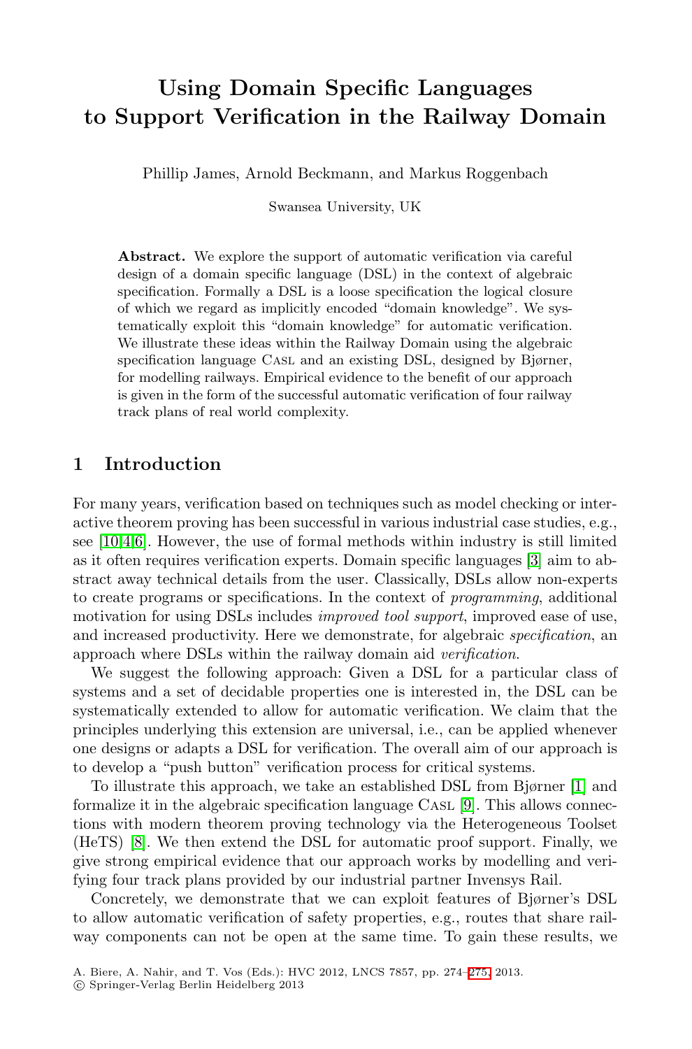# Using Domain Specific Languages to Support Verification in the Railway Domain

Phillip James, Arnold Beckmann, and Markus Roggenbach

Swansea University, UK

**Abstract.** We explore the support of automatic verification via careful design of a domain specific language (DSL) in the context of algebraic specification. Formally a DSL is a loose specification the logical closure of which we regard as implicitly encoded "domain knowledge". We systematically exploit this "domain knowledge" for automatic verification. We illustrate these ideas within the Railway Domain using the algebraic specification language Casl and an existing DSL, designed by Bjørner, for modelling railways. Empirical evidence to the benefit of our approach is given in the form of the successful automatic verification of four railway track plans of real world complexity.

## 1 Introduction

For many years, verification based on techniques such as model checking or interactive theorem proving has been successful in various industrial case studies, e.g., see [10,4,6]. However, the use of formal methods within industry is still limited as it often requires verification experts. Domain specific languages [3] aim to abstract away technical details from the user. Classically, DSLs allow non-experts to create programs or specifications. In the context of *programming*, additional motivation for using DSLs includes *improved tool support*, improved ease of use, and increased productivity. Here we demonstrate, for algebraic *specification*, an approach where DSLs within the railway domain aid *verification*.

We suggest the following approach: Given a DSL for a particular class of systems and a set of decidable properties one is interested in, the DSL can be systematically extended to allow for automatic verification. We claim that the principles underlying this extension are universal, i.e., can be applied whenever one designs or adapts a DSL for verification. The overall aim of our approach is to develop a "push button" verification process for critical systems.

To illustrate this approach, we take an established DSL from Bjørner [1] and formalize it in the algebraic specification language Casl [9]. This allows connections with modern theorem proving technology via the Heterogeneous Toolset (HeTS) [8]. We then extend the DSL for automatic proof support. Finally, we give strong empirical evidence that our approach works by modelling and verifying four track plans provided by our industrial partner Invensys Rail.

Concretely, we demonstrate that we can exploit features of Bjørner's DSL to allow automatic verification of safety properties, e.g., routes that share railway components can not be open at the same time. To gain these results, we

A. Biere, A. Nahir, and T. Vos (Eds.): HVC 2012, LNCS 7857, pp. 274–275, 2013.
© Springer-Verlag Berlin Heidelberg 2013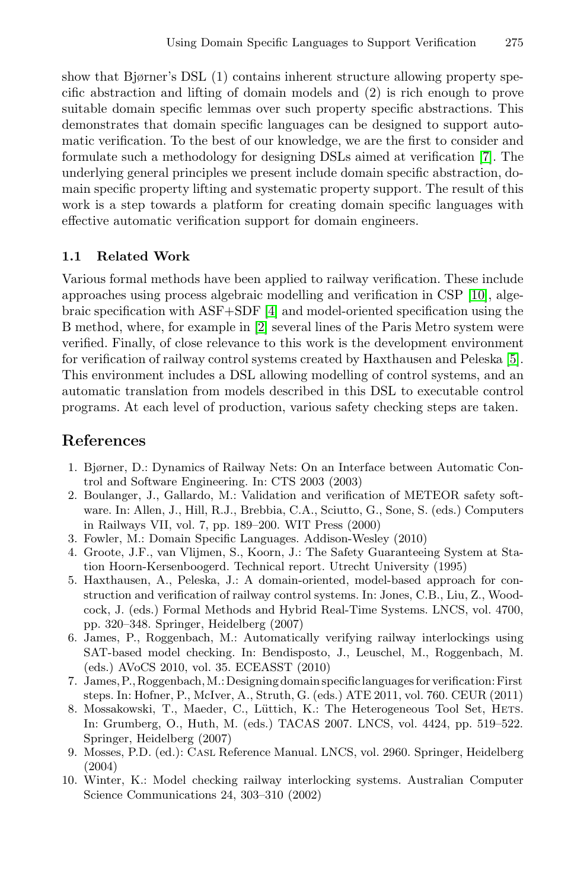show that Bjørner's DSL (1) contains inherent structure allowing property specific abstraction and lifting of domain models and (2) is rich enough to prove suitable domain specific lemmas over such property specific abstractions. This demonstrates that domain specific languages can be designed to support automatic verification. To the best of our knowledge, we are the first to consider and formulate such a methodology for designing DSLs aimed at verification [7]. The underlying general principles we present include domain specific abstraction, domain specific property lifting and systematic property support. The result of this work is a step towards a platform for creating domain specific languages with effective automatic verification support for domain engineers.

### 1.1 Related Work

Various formal methods have been applied to railway verification. These include approaches using process algebraic modelling and verification in CSP [10], algebraic specification with ASF+SDF [4] and model-oriented specification using the B method, where, for example in [2] several lines of the Paris Metro system were verified. Finally, of close relevance to this work is the development environment for verification of railway control systems created by Haxthausen and Peleska [5]. This environment includes a DSL allowing modelling of control systems, and an automatic translation from models described in this DSL to executable control programs. At each level of production, various safety checking steps are taken.

## References

1. Bjørner, D.: Dynamics of Railway Nets: On an Interface between Automatic Control and Software Engineering. In: CTS 2003 (2003)
2. Boulanger, J., Gallardo, M.: Validation and verification of METEOR safety software. In: Allen, J., Hill, R.J., Brebbia, C.A., Sciutto, G., Sone, S. (eds.) Computers in Railways VII, vol. 7, pp. 189–200. WIT Press (2000)
3. Fowler, M.: Domain Specific Languages. Addison-Wesley (2010)
4. Groote, J.F., van Vlijmen, S., Koorn, J.: The Safety Guaranteeing System at Station Hoorn-Kersenboogerd. Technical report. Utrecht University (1995)
5. Haxthausen, A., Peleska, J.: A domain-oriented, model-based approach for construction and verification of railway control systems. In: Jones, C.B., Liu, Z., Woodcock, J. (eds.) Formal Methods and Hybrid Real-Time Systems. LNCS, vol. 4700, pp. 320–348. Springer, Heidelberg (2007)
6. James, P., Roggenbach, M.: Automatically verifying railway interlockings using SAT-based model checking. In: Bendisposto, J., Leuschel, M., Roggenbach, M. (eds.) AVoCS 2010, vol. 35. ECEASST (2010)
7. James, P., Roggenbach, M.: Designing domain specific languages for verification: First steps. In: Hofner, P., McIver, A., Struth, G. (eds.) ATE 2011, vol. 760. CEUR (2011)
8. Mossakowski, T., Maeder, C., Lüttich, K.: The Heterogeneous Tool Set, Hets. In: Grumberg, O., Huth, M. (eds.) TACAS 2007. LNCS, vol. 4424, pp. 519–522. Springer, Heidelberg (2007)
9. Mosses, P.D. (ed.): Casl Reference Manual. LNCS, vol. 2960. Springer, Heidelberg (2004)
10. Winter, K.: Model checking railway interlocking systems. Australian Computer Science Communications 24, 303–310 (2002)